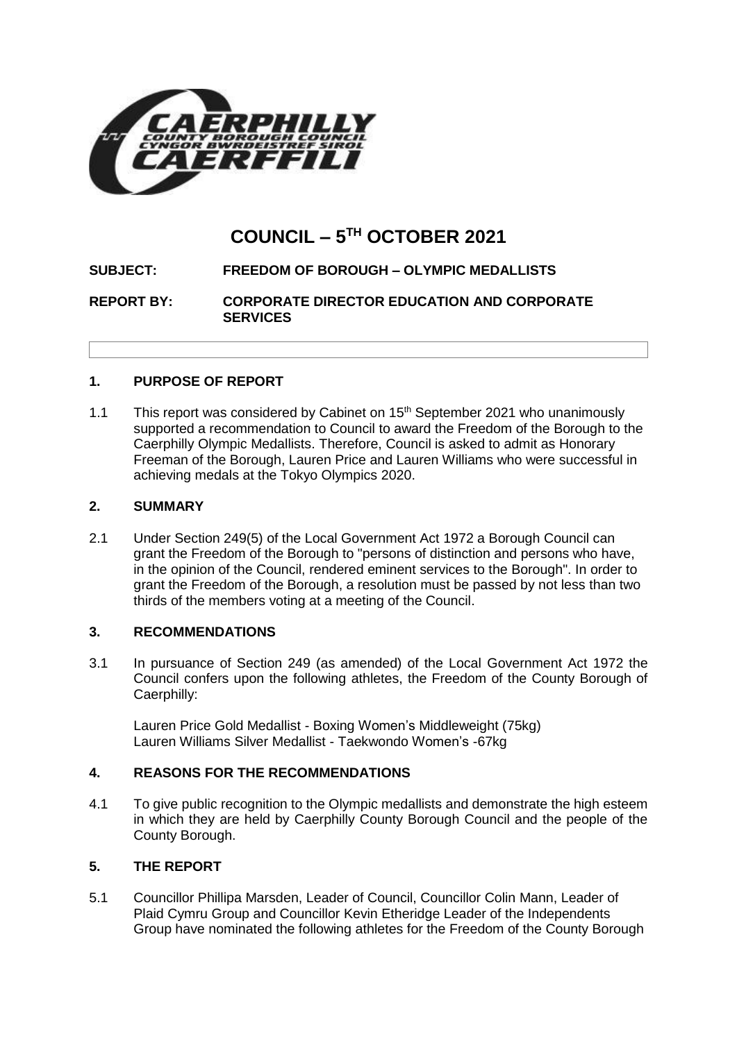# COUNCIL – 5TH OCTOBER 2021

**SUBJECT: FREEDOM OF BOROUGH – OLYMPIC MEDALLISTS**

**REPORT BY: CORPORATE DIRECTOR EDUCATION AND CORPORATE SERVICES**

## 1. PURPOSE OF REPORT

1.1 This report was considered by Cabinet on 15th September 2021 who unanimously supported a recommendation to Council to award the Freedom of the Borough to the Caerphilly Olympic Medallists. Therefore, Council is asked to admit as Honorary Freeman of the Borough, Lauren Price and Lauren Williams who were successful in achieving medals at the Tokyo Olympics 2020.

## 2. SUMMARY

2.1 Under Section 249(5) of the Local Government Act 1972 a Borough Council can grant the Freedom of the Borough to "persons of distinction and persons who have, in the opinion of the Council, rendered eminent services to the Borough". In order to grant the Freedom of the Borough, a resolution must be passed by not less than two thirds of the members voting at a meeting of the Council.

## 3. RECOMMENDATIONS

3.1 In pursuance of Section 249 (as amended) of the Local Government Act 1972 the Council confers upon the following athletes, the Freedom of the County Borough of Caerphilly:

Lauren Price Gold Medallist - Boxing Women's Middleweight (75kg)
Lauren Williams Silver Medallist - Taekwondo Women's -67kg

## 4. REASONS FOR THE RECOMMENDATIONS

4.1 To give public recognition to the Olympic medallists and demonstrate the high esteem in which they are held by Caerphilly County Borough Council and the people of the County Borough.

## 5. THE REPORT

5.1 Councillor Phillipa Marsden, Leader of Council, Councillor Colin Mann, Leader of Plaid Cymru Group and Councillor Kevin Etheridge Leader of the Independents Group have nominated the following athletes for the Freedom of the County Borough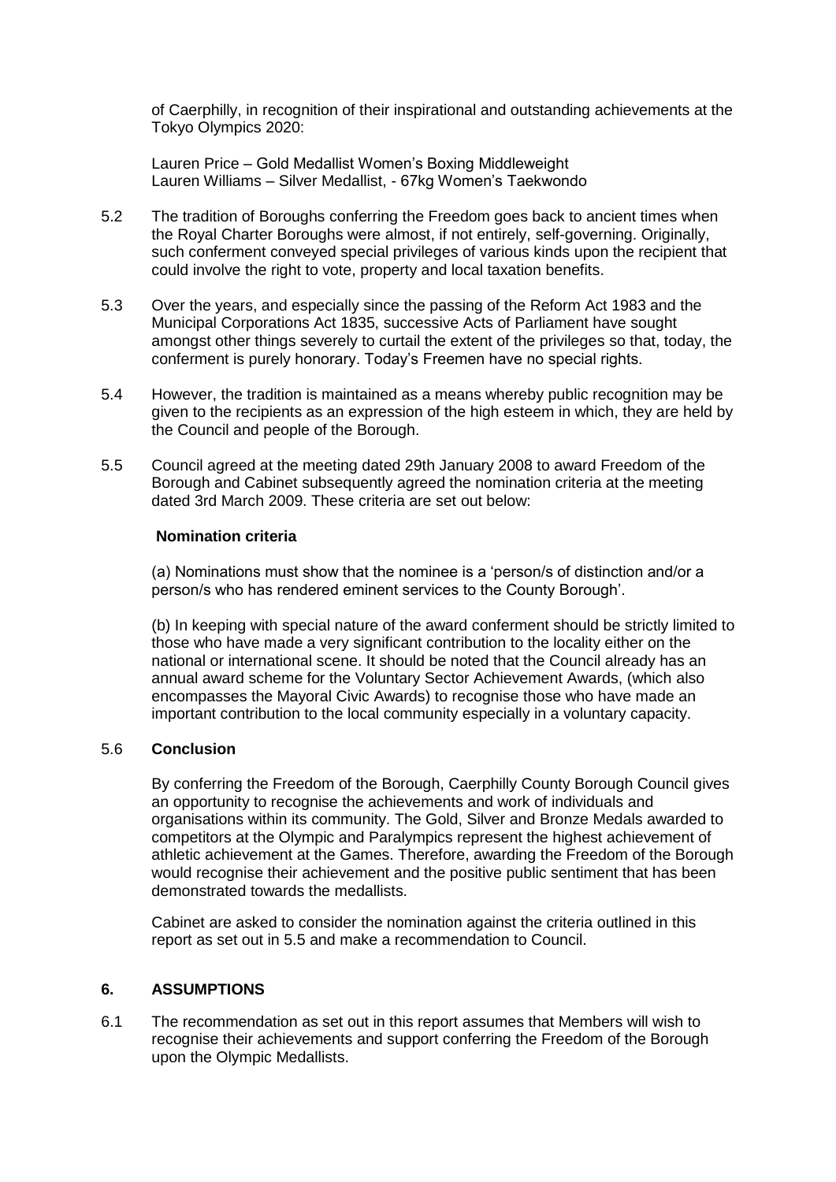of Caerphilly, in recognition of their inspirational and outstanding achievements at the Tokyo Olympics 2020:

Lauren Price – Gold Medallist Women's Boxing Middleweight
Lauren Williams – Silver Medallist, - 67kg Women's Taekwondo

5.2 The tradition of Boroughs conferring the Freedom goes back to ancient times when the Royal Charter Boroughs were almost, if not entirely, self-governing. Originally, such conferment conveyed special privileges of various kinds upon the recipient that could involve the right to vote, property and local taxation benefits.

5.3 Over the years, and especially since the passing of the Reform Act 1983 and the Municipal Corporations Act 1835, successive Acts of Parliament have sought amongst other things severely to curtail the extent of the privileges so that, today, the conferment is purely honorary. Today's Freemen have no special rights.

5.4 However, the tradition is maintained as a means whereby public recognition may be given to the recipients as an expression of the high esteem in which, they are held by the Council and people of the Borough.

5.5 Council agreed at the meeting dated 29th January 2008 to award Freedom of the Borough and Cabinet subsequently agreed the nomination criteria at the meeting dated 3rd March 2009. These criteria are set out below:

**Nomination criteria**

(a) Nominations must show that the nominee is a 'person/s of distinction and/or a person/s who has rendered eminent services to the County Borough'.

(b) In keeping with special nature of the award conferment should be strictly limited to those who have made a very significant contribution to the locality either on the national or international scene. It should be noted that the Council already has an annual award scheme for the Voluntary Sector Achievement Awards, (which also encompasses the Mayoral Civic Awards) to recognise those who have made an important contribution to the local community especially in a voluntary capacity.

5.6 **Conclusion**

By conferring the Freedom of the Borough, Caerphilly County Borough Council gives an opportunity to recognise the achievements and work of individuals and organisations within its community. The Gold, Silver and Bronze Medals awarded to competitors at the Olympic and Paralympics represent the highest achievement of athletic achievement at the Games. Therefore, awarding the Freedom of the Borough would recognise their achievement and the positive public sentiment that has been demonstrated towards the medallists.

Cabinet are asked to consider the nomination against the criteria outlined in this report as set out in 5.5 and make a recommendation to Council.

## 6. ASSUMPTIONS

6.1 The recommendation as set out in this report assumes that Members will wish to recognise their achievements and support conferring the Freedom of the Borough upon the Olympic Medallists.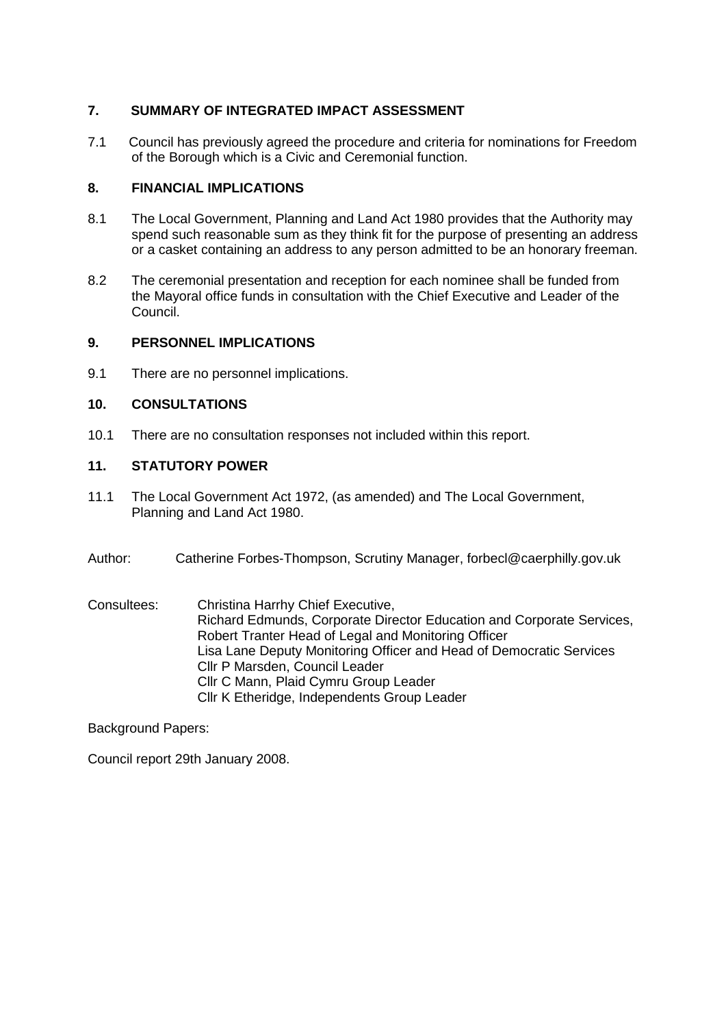## 7. SUMMARY OF INTEGRATED IMPACT ASSESSMENT

7.1 Council has previously agreed the procedure and criteria for nominations for Freedom of the Borough which is a Civic and Ceremonial function.

## 8. FINANCIAL IMPLICATIONS

8.1 The Local Government, Planning and Land Act 1980 provides that the Authority may spend such reasonable sum as they think fit for the purpose of presenting an address or a casket containing an address to any person admitted to be an honorary freeman.

8.2 The ceremonial presentation and reception for each nominee shall be funded from the Mayoral office funds in consultation with the Chief Executive and Leader of the Council.

## 9. PERSONNEL IMPLICATIONS

9.1 There are no personnel implications.

## 10. CONSULTATIONS

10.1 There are no consultation responses not included within this report.

## 11. STATUTORY POWER

11.1 The Local Government Act 1972, (as amended) and The Local Government, Planning and Land Act 1980.

Author: Catherine Forbes-Thompson, Scrutiny Manager, forbecl@caerphilly.gov.uk

Consultees: Christina Harrhy Chief Executive,
Richard Edmunds, Corporate Director Education and Corporate Services,
Robert Tranter Head of Legal and Monitoring Officer
Lisa Lane Deputy Monitoring Officer and Head of Democratic Services
Cllr P Marsden, Council Leader
Cllr C Mann, Plaid Cymru Group Leader
Cllr K Etheridge, Independents Group Leader

Background Papers:

Council report 29th January 2008.